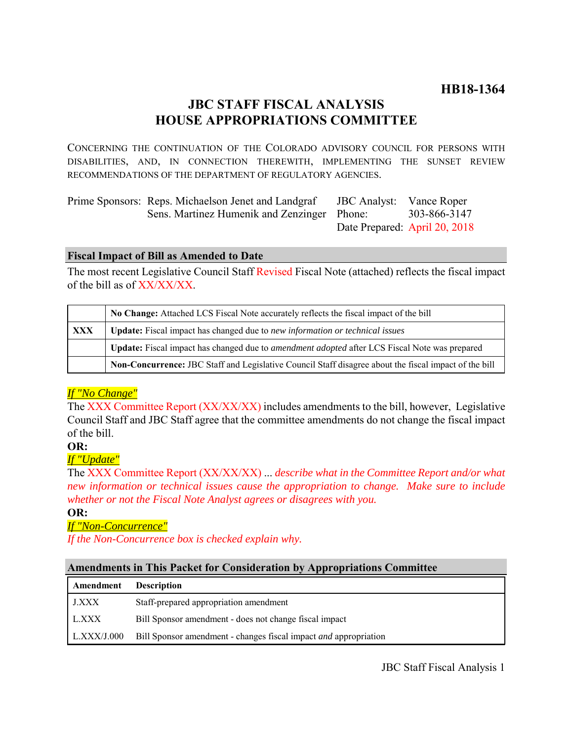**HB18-1364**

# JBC STAFF FISCAL ANALYSIS
# HOUSE APPROPRIATIONS COMMITTEE

CONCERNING THE CONTINUATION OF THE COLORADO ADVISORY COUNCIL FOR PERSONS WITH DISABILITIES, AND, IN CONNECTION THEREWITH, IMPLEMENTING THE SUNSET REVIEW RECOMMENDATIONS OF THE DEPARTMENT OF REGULATORY AGENCIES.

| | | | |
|---|---|---|---|
| Prime Sponsors: | Reps. Michaelson Jenet and Landgraf | JBC Analyst: | Vance Roper |
| | Sens. Martinez Humenik and Zenzinger | Phone: | 303-866-3147 |
| | | Date Prepared: | April 20, 2018 |

## Fiscal Impact of Bill as Amended to Date

The most recent Legislative Council Staff Revised Fiscal Note (attached) reflects the fiscal impact of the bill as of XX/XX/XX.

| | |
|---|---|
| | **No Change:** Attached LCS Fiscal Note accurately reflects the fiscal impact of the bill |
| **XXX** | **Update:** Fiscal impact has changed due to *new information or technical issues* |
| | **Update:** Fiscal impact has changed due to *amendment adopted* after LCS Fiscal Note was prepared |
| | **Non-Concurrence:** JBC Staff and Legislative Council Staff disagree about the fiscal impact of the bill |

*If "No Change"*

The XXX Committee Report (XX/XX/XX) includes amendments to the bill, however, Legislative Council Staff and JBC Staff agree that the committee amendments do not change the fiscal impact of the bill.

**OR:**

*If "Update"*

The XXX Committee Report (XX/XX/XX) ... *describe what in the Committee Report and/or what new information or technical issues cause the appropriation to change. Make sure to include whether or not the Fiscal Note Analyst agrees or disagrees with you.*

**OR:**

*If "Non-Concurrence"*

*If the Non-Concurrence box is checked explain why.*

## Amendments in This Packet for Consideration by Appropriations Committee

| Amendment | Description |
|---|---|
| J.XXX | Staff-prepared appropriation amendment |
| L.XXX | Bill Sponsor amendment - does not change fiscal impact |
| L.XXX/J.000 | Bill Sponsor amendment - changes fiscal impact *and* appropriation |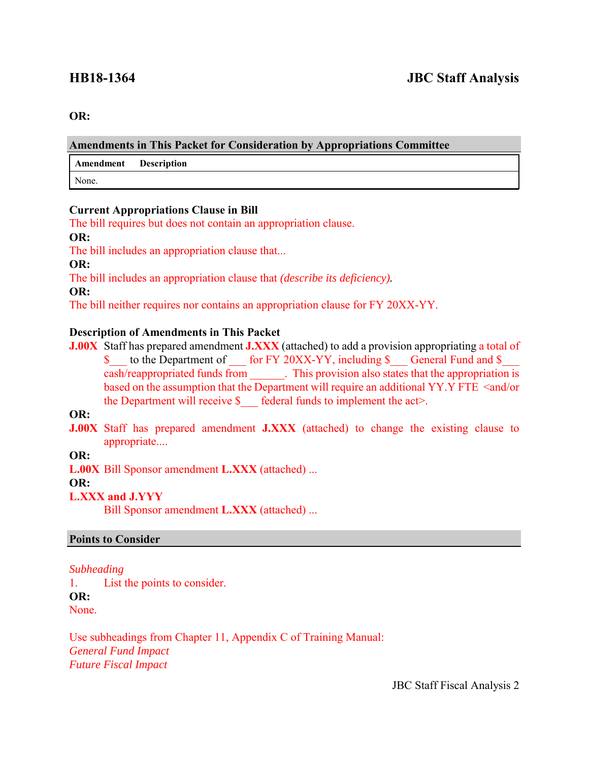**OR:**

## Amendments in This Packet for Consideration by Appropriations Committee

| Amendment | Description |
| --- | --- |
| None. | |

### Current Appropriations Clause in Bill

The bill requires but does not contain an appropriation clause.

**OR:**

The bill includes an appropriation clause that...

**OR:**

The bill includes an appropriation clause that *(describe its deficiency).*

**OR:**

The bill neither requires nor contains an appropriation clause for FY 20XX-YY.

### Description of Amendments in This Packet

**J.00X** Staff has prepared amendment **J.XXX** (attached) to add a provision appropriating a total of $___ to the Department of ___ for FY 20XX-YY, including $___ General Fund and $___ cash/reappropriated funds from ______. This provision also states that the appropriation is based on the assumption that the Department will require an additional YY.Y FTE <and/or the Department will receive $___ federal funds to implement the act>.

**OR:**

**J.00X** Staff has prepared amendment **J.XXX** (attached) to change the existing clause to appropriate....

**OR:**

**L.00X** Bill Sponsor amendment **L.XXX** (attached) ...

**OR:**

**L.XXX and J.YYY**

Bill Sponsor amendment **L.XXX** (attached) ...

## Points to Consider

*Subheading*

1. List the points to consider.

**OR:**

None.

Use subheadings from Chapter 11, Appendix C of Training Manual:

*General Fund Impact*

*Future Fiscal Impact*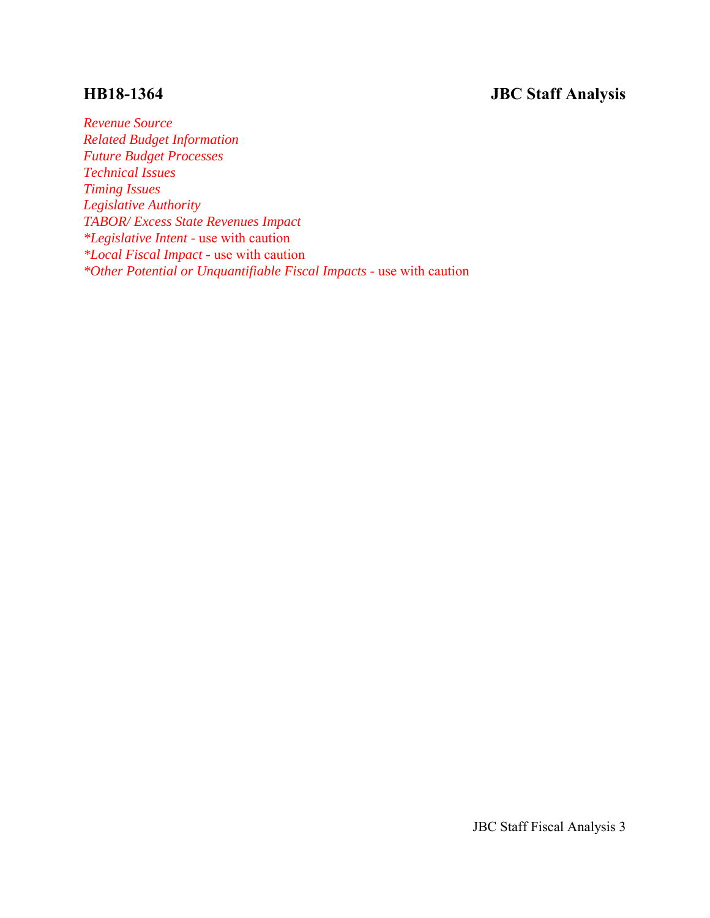*Revenue Source*
*Related Budget Information*
*Future Budget Processes*
*Technical Issues*
*Timing Issues*
*Legislative Authority*
*TABOR/ Excess State Revenues Impact*
*\*Legislative Intent* - use with caution
*\*Local Fiscal Impact* - use with caution
*\*Other Potential or Unquantifiable Fiscal Impacts* - use with caution